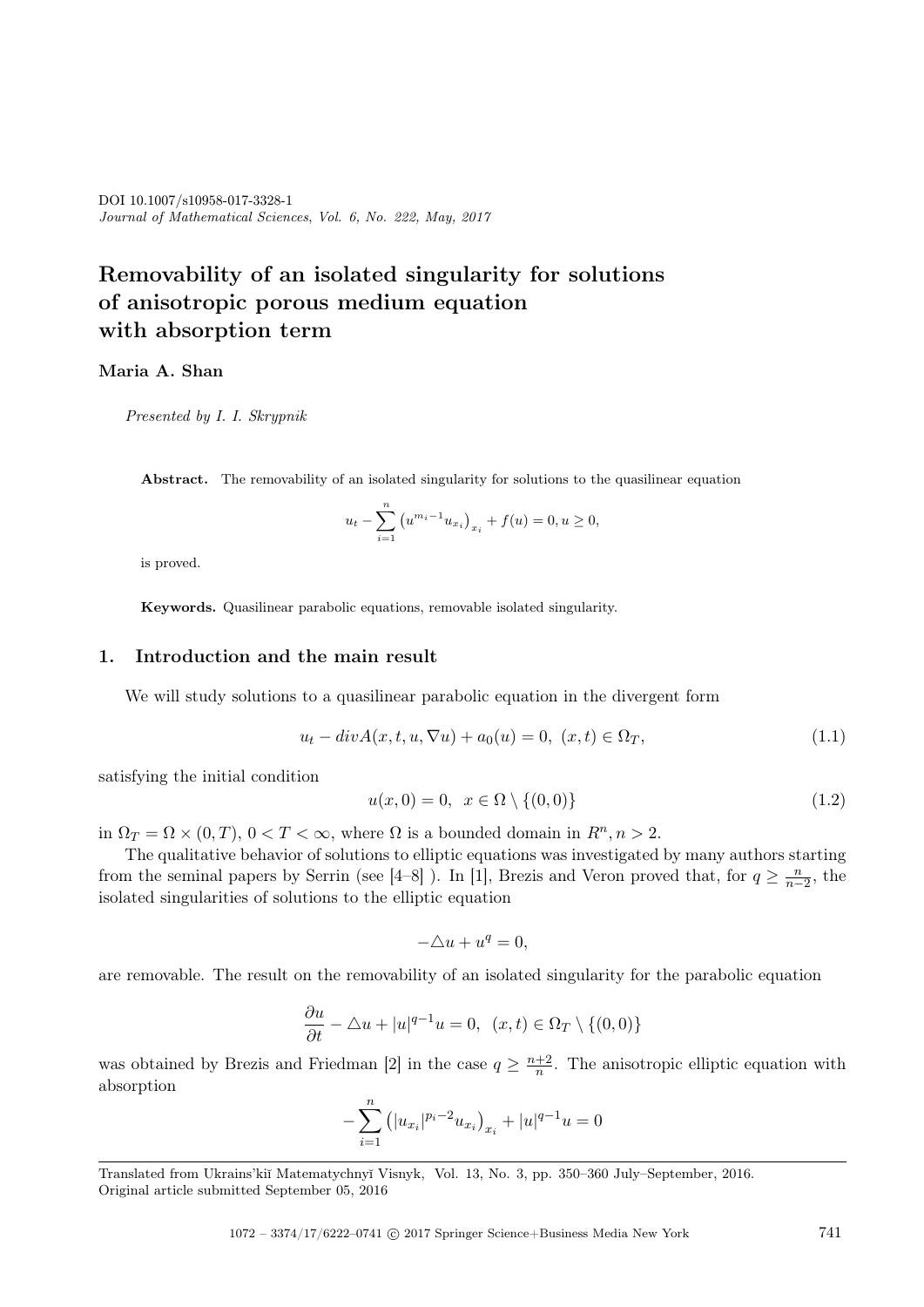DOI 10.1007/s10958-017-3328-1
*Journal of Mathematical Sciences, Vol. 6, No. 222, May, 2017*

# Removability of an isolated singularity for solutions of anisotropic porous medium equation with absorption term

**Maria A. Shan**

*Presented by I. I. Skrypnik*

**Abstract.** The removability of an isolated singularity for solutions to the quasilinear equation

$$u_t - \sum_{i=1}^{n} \left(u^{m_i-1}u_{x_i}\right)_{x_i} + f(u) = 0, u \geq 0,$$

is proved.

**Keywords.** Quasilinear parabolic equations, removable isolated singularity.

## 1. Introduction and the main result

We will study solutions to a quasilinear parabolic equation in the divergent form

$$u_t - divA(x,t,u,\nabla u) + a_0(u) = 0, \ (x,t) \in \Omega_T, \tag{1.1}$$

satisfying the initial condition

$$u(x,0) = 0, \ \ x \in \Omega \setminus \{(0,0)\} \tag{1.2}$$

in $\Omega_T = \Omega \times (0,T)$, $0 < T < \infty$, where $\Omega$ is a bounded domain in $R^n, n > 2$.

The qualitative behavior of solutions to elliptic equations was investigated by many authors starting from the seminal papers by Serrin (see [4–8] ). In [1], Brezis and Veron proved that, for $q \geq \frac{n}{n-2}$, the isolated singularities of solutions to the elliptic equation

$$-\triangle u + u^q = 0,$$

are removable. The result on the removability of an isolated singularity for the parabolic equation

$$\frac{\partial u}{\partial t} - \triangle u + |u|^{q-1}u = 0, \ \ (x,t) \in \Omega_T \setminus \{(0,0)\}$$

was obtained by Brezis and Friedman [2] in the case $q \geq \frac{n+2}{n}$. The anisotropic elliptic equation with absorption

$$-\sum_{i=1}^{n} \left(|u_{x_i}|^{p_i-2}u_{x_i}\right)_{x_i} + |u|^{q-1}u = 0$$

Translated from Ukrains'kiĭ Matematychnyĭ Visnyk, Vol. 13, No. 3, pp. 350–360 July–September, 2016.
Original article submitted September 05, 2016

1072 – 3374/17/6222–0741 © 2017 Springer Science+Business Media New York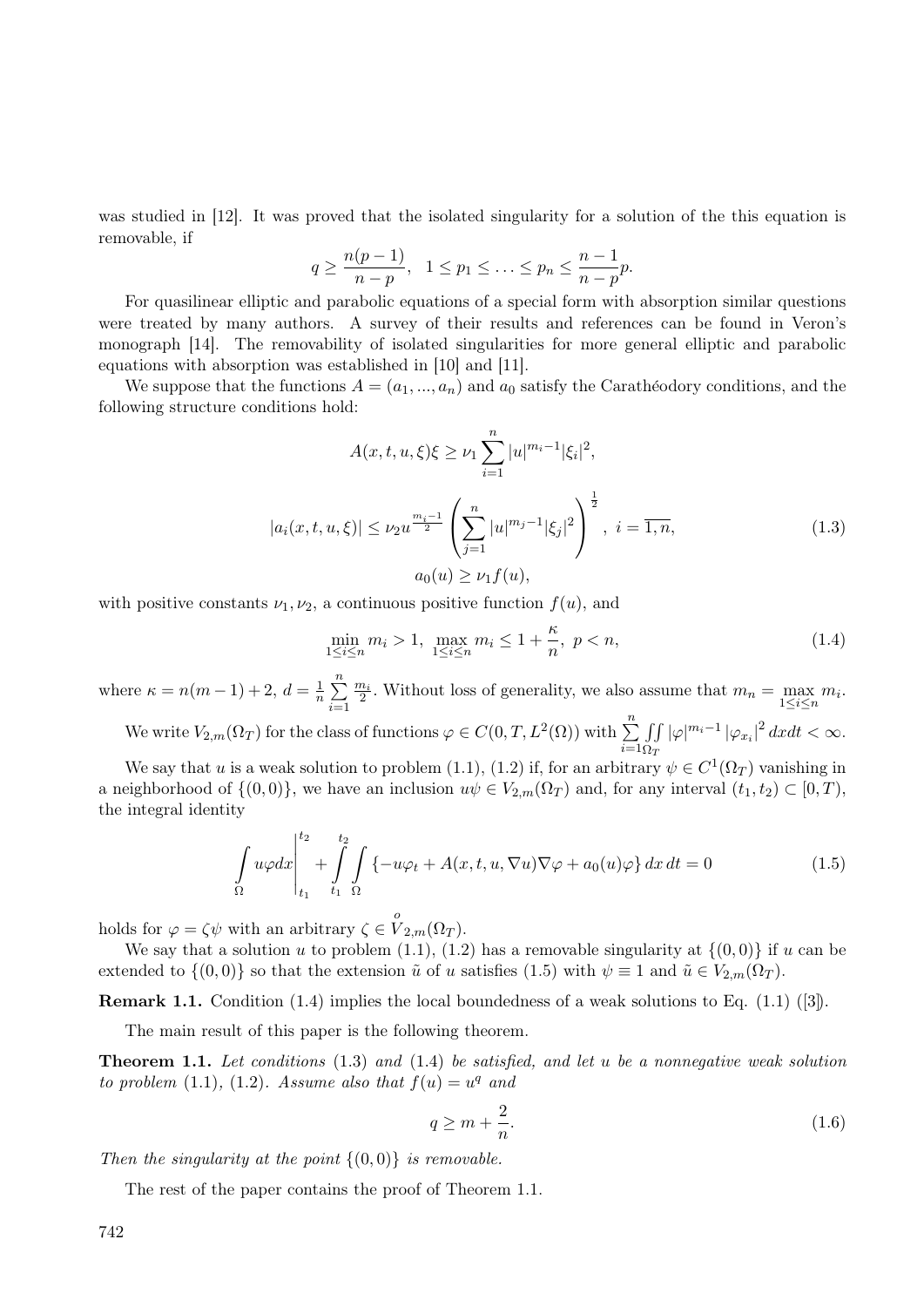was studied in [12]. It was proved that the isolated singularity for a solution of the this equation is removable, if

$$q \geq \frac{n(p-1)}{n-p}, \quad 1 \leq p_1 \leq \ldots \leq p_n \leq \frac{n-1}{n-p}p.$$

For quasilinear elliptic and parabolic equations of a special form with absorption similar questions were treated by many authors. A survey of their results and references can be found in Veron's monograph [14]. The removability of isolated singularities for more general elliptic and parabolic equations with absorption was established in [10] and [11].

We suppose that the functions $A = (a_1, ..., a_n)$ and $a_0$ satisfy the Carathéodory conditions, and the following structure conditions hold:

$$A(x,t,u,\xi)\xi \geq \nu_1 \sum_{i=1}^{n} |u|^{m_i - 1} |\xi_i|^2,$$

$$|a_i(x,t,u,\xi)| \leq \nu_2 u^{\frac{m_i - 1}{2}} \left( \sum_{j=1}^{n} |u|^{m_j - 1} |\xi_j|^2 \right)^{\frac{1}{2}}, \ i = \overline{1,n}, \tag{1.3}$$

$$a_0(u) \geq \nu_1 f(u),$$

with positive constants $\nu_1, \nu_2$, a continuous positive function $f(u)$, and

$$\min_{1 \leq i \leq n} m_i > 1, \ \max_{1 \leq i \leq n} m_i \leq 1 + \frac{\kappa}{n}, \ p < n, \tag{1.4}$$

where $\kappa = n(m-1) + 2$, $d = \frac{1}{n} \sum\limits_{i=1}^{n} \frac{m_i}{2}$. Without loss of generality, we also assume that $m_n = \max\limits_{1 \leq i \leq n} m_i$.

We write $V_{2,m}(\Omega_T)$ for the class of functions $\varphi \in C(0,T,L^2(\Omega))$ with $\sum\limits_{i=1}^{n} \iint\limits_{\Omega_T} |\varphi|^{m_i - 1} |\varphi_{x_i}|^2 \, dx dt < \infty$.

We say that $u$ is a weak solution to problem (1.1), (1.2) if, for an arbitrary $\psi \in C^1(\Omega_T)$ vanishing in a neighborhood of $\{(0,0)\}$, we have an inclusion $u\psi \in V_{2,m}(\Omega_T)$ and, for any interval $(t_1, t_2) \subset [0,T)$, the integral identity

$$\int\limits_{\Omega} u\varphi dx \Bigg|_{t_1}^{t_2} + \int\limits_{t_1}^{t_2} \int\limits_{\Omega} \{-u\varphi_t + A(x,t,u,\nabla u)\nabla\varphi + a_0(u)\varphi\} \, dx \, dt = 0 \tag{1.5}$$

holds for $\varphi = \zeta\psi$ with an arbitrary $\zeta \in \overset{o}{V}_{2,m}(\Omega_T)$.

We say that a solution $u$ to problem (1.1), (1.2) has a removable singularity at $\{(0,0)\}$ if $u$ can be extended to $\{(0,0)\}$ so that the extension $\tilde{u}$ of $u$ satisfies (1.5) with $\psi \equiv 1$ and $\tilde{u} \in V_{2,m}(\Omega_T)$.

**Remark 1.1.** Condition (1.4) implies the local boundedness of a weak solutions to Eq. (1.1) ([3]).

The main result of this paper is the following theorem.

**Theorem 1.1.** *Let conditions* (1.3) *and* (1.4) *be satisfied, and let* $u$ *be a nonnegative weak solution to problem* (1.1), (1.2). *Assume also that* $f(u) = u^q$ *and*

$$q \geq m + \frac{2}{n}. \tag{1.6}$$

*Then the singularity at the point* $\{(0,0)\}$ *is removable.*

The rest of the paper contains the proof of Theorem 1.1.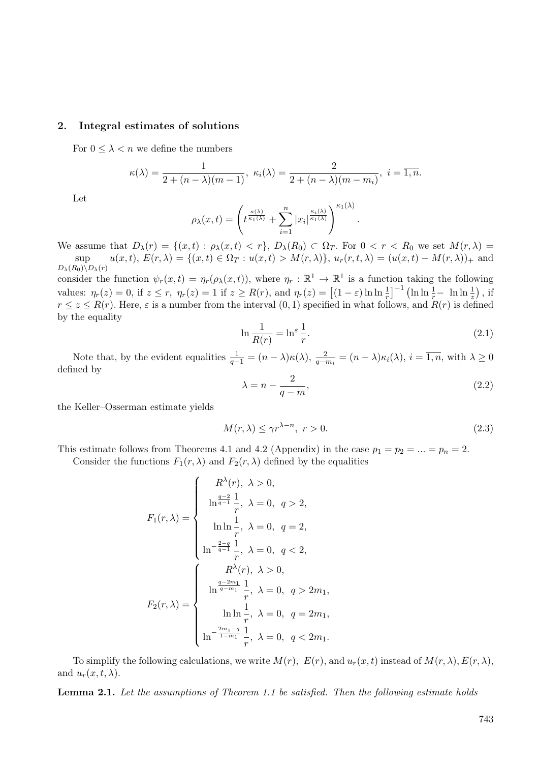## 2. Integral estimates of solutions

For $0 \le \lambda < n$ we define the numbers

$$\kappa(\lambda) = \frac{1}{2 + (n-\lambda)(m-1)},\ \kappa_i(\lambda) = \frac{2}{2 + (n-\lambda)(m-m_i)},\ i = \overline{1,n}.$$

Let

$$\rho_\lambda(x,t) = \left( t^{\frac{\kappa(\lambda)}{\kappa_1(\lambda)}} + \sum_{i=1}^{n} |x_i|^{\frac{\kappa_i(\lambda)}{\kappa_1(\lambda)}} \right)^{\kappa_1(\lambda)}.$$

We assume that $D_\lambda(r) = \{(x,t) : \rho_\lambda(x,t) < r\}$, $D_\lambda(R_0) \subset \Omega_T$. For $0 < r < R_0$ we set $M(r,\lambda) = \sup\limits_{D_\lambda(R_0)\setminus D_\lambda(r)} u(x,t)$, $E(r,\lambda) = \{(x,t) \in \Omega_T : u(x,t) > M(r,\lambda)\}$, $u_r(r,t,\lambda) = (u(x,t) - M(r,\lambda))_+$ and consider the function $\psi_r(x,t) = \eta_r(\rho_\lambda(x,t))$, where $\eta_r : \mathbb{R}^1 \to \mathbb{R}^1$ is a function taking the following values: $\eta_r(z) = 0$, if $z \le r$, $\eta_r(z) = 1$ if $z \ge R(r)$, and $\eta_r(z) = \left[(1-\varepsilon)\ln\ln\frac{1}{r}\right]^{-1}\left(\ln\ln\frac{1}{r} - \ln\ln\frac{1}{z}\right)$, if $r \le z \le R(r)$. Here, $\varepsilon$ is a number from the interval $(0,1)$ specified in what follows, and $R(r)$ is defined by the equality

$$\ln\frac{1}{R(r)} = \ln^{\varepsilon}\frac{1}{r}. \tag{2.1}$$

Note that, by the evident equalities $\frac{1}{q-1} = (n-\lambda)\kappa(\lambda)$, $\frac{2}{q-m_i} = (n-\lambda)\kappa_i(\lambda)$, $i = \overline{1,n}$, with $\lambda \ge 0$ defined by

$$\lambda = n - \frac{2}{q-m}, \tag{2.2}$$

the Keller–Osserman estimate yields

$$M(r,\lambda) \le \gamma r^{\lambda - n},\ r > 0. \tag{2.3}$$

This estimate follows from Theorems 4.1 and 4.2 (Appendix) in the case $p_1 = p_2 = \ldots = p_n = 2$.

Consider the functions $F_1(r,\lambda)$ and $F_2(r,\lambda)$ defined by the equalities

$$F_1(r,\lambda) = \begin{cases} R^{\lambda}(r),\ \lambda > 0, \\ \ln^{\frac{q-2}{q-1}}\frac{1}{r},\ \lambda = 0,\ q > 2, \\ \ln\ln\frac{1}{r},\ \lambda = 0,\ q = 2, \\ \ln^{-\frac{2-q}{q-1}}\frac{1}{r},\ \lambda = 0,\ q < 2, \end{cases}$$

$$F_2(r,\lambda) = \begin{cases} R^{\lambda}(r),\ \lambda > 0, \\ \ln^{\frac{q-2m_1}{q-m_1}}\frac{1}{r},\ \lambda = 0,\ q > 2m_1, \\ \ln\ln\frac{1}{r},\ \lambda = 0,\ q = 2m_1, \\ \ln^{-\frac{2m_1-q}{1-m_1}}\frac{1}{r},\ \lambda = 0,\ q < 2m_1. \end{cases}$$

To simplify the following calculations, we write $M(r)$, $E(r)$, and $u_r(x,t)$ instead of $M(r,\lambda), E(r,\lambda)$, and $u_r(x,t,\lambda)$.

**Lemma 2.1.** *Let the assumptions of Theorem 1.1 be satisfied. Then the following estimate holds*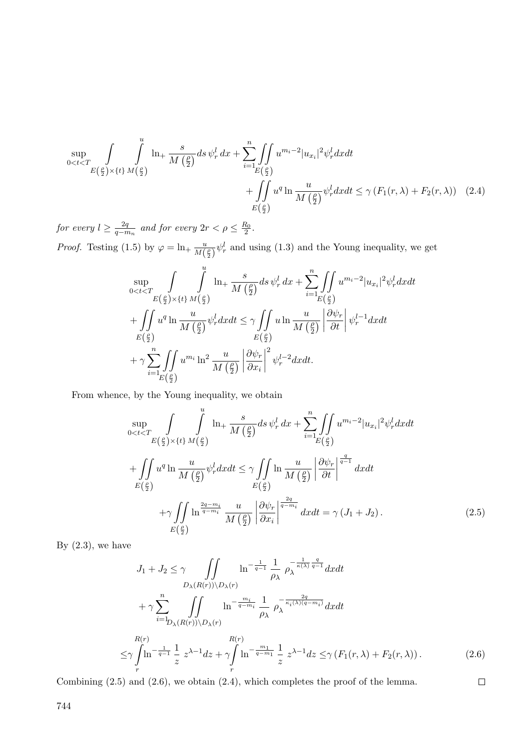$$
\sup_{0<t<T} \int\limits_{E\left(\frac{\rho}{2}\right)\times\{t\}} \int\limits_{M\left(\frac{\rho}{2}\right)}^{u} \ln_{+} \frac{s}{M\left(\frac{\rho}{2}\right)} ds\, \psi_r^l\, dx + \sum_{i=1}^{n} \iint\limits_{E\left(\frac{\rho}{2}\right)} u^{m_i-2} |u_{x_i}|^2 \psi_r^l dxdt + \iint\limits_{E\left(\frac{\rho}{2}\right)} u^q \ln \frac{u}{M\left(\frac{\rho}{2}\right)} \psi_r^l dxdt \le \gamma \left(F_1(r,\lambda) + F_2(r,\lambda)\right) \quad (2.4)
$$

*for every* $l \ge \frac{2q}{q-m_n}$ *and for every* $2r < \rho \le \frac{R_0}{2}$.

*Proof.* Testing (1.5) by $\varphi = \ln_{+} \frac{u}{M\left(\frac{\rho}{2}\right)} \psi_r^l$ and using (1.3) and the Young inequality, we get

$$
\sup_{0<t<T} \int\limits_{E\left(\frac{\rho}{2}\right)\times\{t\}} \int\limits_{M\left(\frac{\rho}{2}\right)}^{u} \ln_{+} \frac{s}{M\left(\frac{\rho}{2}\right)} ds\, \psi_r^l\, dx + \sum_{i=1}^{n} \iint\limits_{E\left(\frac{\rho}{2}\right)} u^{m_i-2} |u_{x_i}|^2 \psi_r^l dxdt
$$
$$
+ \iint\limits_{E\left(\frac{\rho}{2}\right)} u^q \ln \frac{u}{M\left(\frac{\rho}{2}\right)} \psi_r^l dxdt \le \gamma \iint\limits_{E\left(\frac{\rho}{2}\right)} u \ln \frac{u}{M\left(\frac{\rho}{2}\right)} \left|\frac{\partial \psi_r}{\partial t}\right| \psi_r^{l-1} dxdt
$$
$$
+ \gamma \sum_{i=1}^{n} \iint\limits_{E\left(\frac{\rho}{2}\right)} u^{m_i} \ln^2 \frac{u}{M\left(\frac{\rho}{2}\right)} \left|\frac{\partial \psi_r}{\partial x_i}\right|^2 \psi_r^{l-2} dxdt.
$$

From whence, by the Young inequality, we obtain

$$
\sup_{0<t<T} \int\limits_{E\left(\frac{\rho}{2}\right)\times\{t\}} \int\limits_{M\left(\frac{\rho}{2}\right)}^{u} \ln_{+} \frac{s}{M\left(\frac{\rho}{2}\right)} ds\, \psi_r^l\, dx + \sum_{i=1}^{n} \iint\limits_{E\left(\frac{\rho}{2}\right)} u^{m_i-2} |u_{x_i}|^2 \psi_r^l dxdt
$$
$$
+ \iint\limits_{E\left(\frac{\rho}{2}\right)} u^q \ln \frac{u}{M\left(\frac{\rho}{2}\right)} \psi_r^l dxdt \le \gamma \iint\limits_{E\left(\frac{\rho}{2}\right)} \ln \frac{u}{M\left(\frac{\rho}{2}\right)} \left|\frac{\partial \psi_r}{\partial t}\right|^{\frac{q}{q-1}} dxdt
$$
$$
+ \gamma \iint\limits_{E\left(\frac{\rho}{2}\right)} \ln^{\frac{2q-m_i}{q-m_i}} \frac{u}{M\left(\frac{\rho}{2}\right)} \left|\frac{\partial \psi_r}{\partial x_i}\right|^{\frac{2q}{q-m_i}} dxdt = \gamma \left(J_1 + J_2\right). \quad (2.5)
$$

By (2.3), we have

$$
J_1 + J_2 \le \gamma \iint\limits_{D_\lambda(R(r))\setminus D_\lambda(r)} \ln^{-\frac{1}{q-1}} \frac{1}{\rho_\lambda}\, \rho_\lambda^{-\frac{1}{\kappa(\lambda)}\frac{q}{q-1}} dxdt
$$
$$
+ \gamma \sum_{i=1}^{n} \iint\limits_{D_\lambda(R(r))\setminus D_\lambda(r)} \ln^{-\frac{m_i}{q-m_i}} \frac{1}{\rho_\lambda}\, \rho_\lambda^{-\frac{2q}{\kappa_i(\lambda)(q-m_i)}} dxdt
$$
$$
\le \gamma \int\limits_{r}^{R(r)} \ln^{-\frac{1}{q-1}} \frac{1}{z}\, z^{\lambda-1} dz + \gamma \int\limits_{r}^{R(r)} \ln^{-\frac{m_1}{q-m_1}} \frac{1}{z}\, z^{\lambda-1} dz \le \gamma \left(F_1(r,\lambda) + F_2(r,\lambda)\right). \quad (2.6)
$$

Combining (2.5) and (2.6), we obtain (2.4), which completes the proof of the lemma. □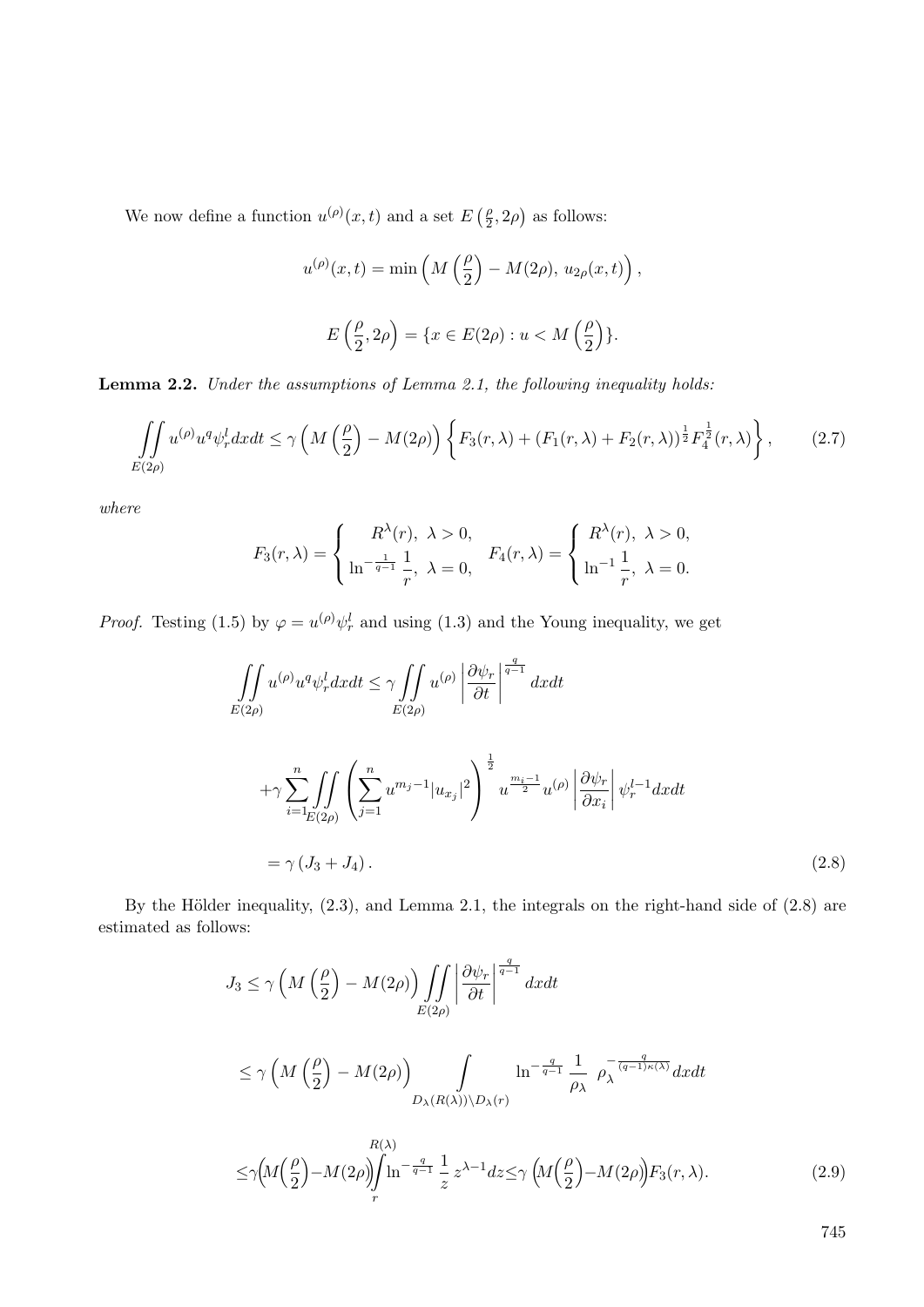We now define a function $u^{(\rho)}(x,t)$ and a set $E\left(\frac{\rho}{2}, 2\rho\right)$ as follows:

$$
u^{(\rho)}(x,t) = \min\left(M\left(\frac{\rho}{2}\right) - M(2\rho),\, u_{2\rho}(x,t)\right),
$$

$$
E\left(\frac{\rho}{2}, 2\rho\right) = \{x \in E(2\rho) : u < M\left(\frac{\rho}{2}\right)\}.
$$

**Lemma 2.2.** *Under the assumptions of Lemma 2.1, the following inequality holds:*

$$
\iint\limits_{E(2\rho)} u^{(\rho)} u^q \psi_r^l dxdt \leq \gamma\left(M\left(\frac{\rho}{2}\right) - M(2\rho)\right)\left\{F_3(r,\lambda) + (F_1(r,\lambda) + F_2(r,\lambda))^{\frac{1}{2}} F_4^{\frac{1}{2}}(r,\lambda)\right\}, \tag{2.7}
$$

*where*

$$
F_3(r,\lambda) = \begin{cases} R^{\lambda}(r), \ \lambda > 0, \\ \ln^{-\frac{1}{q-1}} \dfrac{1}{r}, \ \lambda = 0, \end{cases} \quad F_4(r,\lambda) = \begin{cases} R^{\lambda}(r), \ \lambda > 0, \\ \ln^{-1} \dfrac{1}{r}, \ \lambda = 0. \end{cases}
$$

*Proof.* Testing (1.5) by $\varphi = u^{(\rho)}\psi_r^l$ and using (1.3) and the Young inequality, we get

$$
\iint\limits_{E(2\rho)} u^{(\rho)} u^q \psi_r^l dxdt \leq \gamma \iint\limits_{E(2\rho)} u^{(\rho)} \left|\frac{\partial \psi_r}{\partial t}\right|^{\frac{q}{q-1}} dxdt
$$

$$
+\gamma \sum_{i=1}^{n} \iint\limits_{E(2\rho)} \left(\sum_{j=1}^{n} u^{m_j-1}|u_{x_j}|^2\right)^{\frac{1}{2}} u^{\frac{m_i-1}{2}} u^{(\rho)} \left|\frac{\partial \psi_r}{\partial x_i}\right| \psi_r^{l-1} dxdt
$$

$$
= \gamma\left(J_3 + J_4\right). \tag{2.8}
$$

By the Hölder inequality, (2.3), and Lemma 2.1, the integrals on the right-hand side of (2.8) are estimated as follows:

$$
J_3 \leq \gamma\left(M\left(\frac{\rho}{2}\right) - M(2\rho)\right) \iint\limits_{E(2\rho)} \left|\frac{\partial \psi_r}{\partial t}\right|^{\frac{q}{q-1}} dxdt
$$

$$
\leq \gamma\left(M\left(\frac{\rho}{2}\right) - M(2\rho)\right) \int\limits_{D_\lambda(R(\lambda))\setminus D_\lambda(r)} \ln^{-\frac{q}{q-1}} \frac{1}{\rho_\lambda} \ \rho_\lambda^{-\frac{q}{(q-1)\kappa(\lambda)}} dxdt
$$

$$
\leq \gamma\left(M\left(\frac{\rho}{2}\right) - M(2\rho)\right) \int\limits_{r}^{R(\lambda)} \ln^{-\frac{q}{q-1}} \frac{1}{z} \, z^{\lambda-1} dz \leq \gamma\left(M\left(\frac{\rho}{2}\right) - M(2\rho)\right) F_3(r,\lambda). \tag{2.9}
$$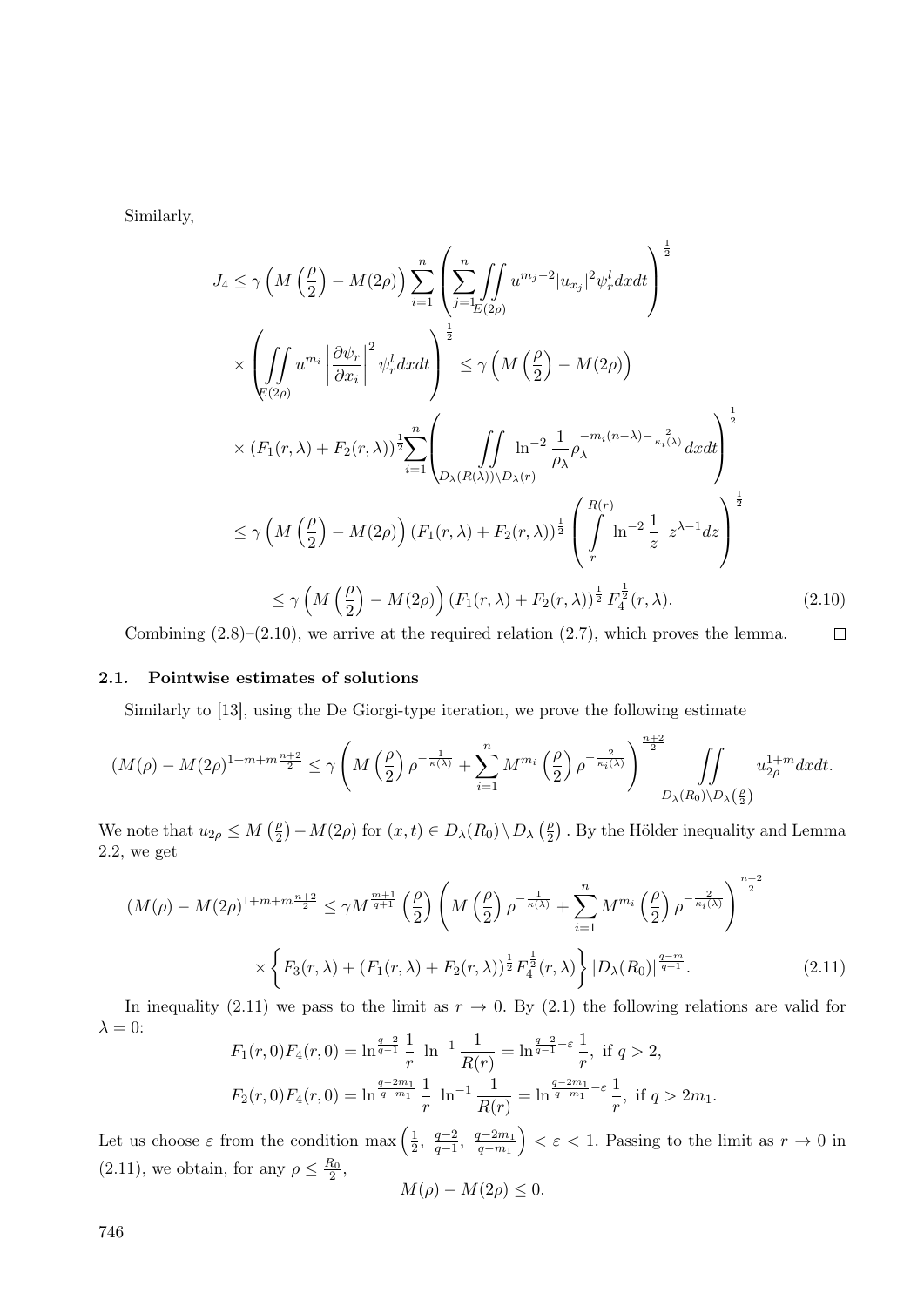Similarly,

$$
\begin{aligned}
J_4 &\le \gamma \left( M\left(\frac{\rho}{2}\right) - M(2\rho) \right) \sum_{i=1}^{n} \left( \sum_{j=1}^{n} \iint\limits_{E(2\rho)} u^{m_j-2} |u_{x_j}|^2 \psi_r^l \, dx dt \right)^{\frac{1}{2}} \\
&\times \left( \iint\limits_{E(2\rho)} u^{m_i} \left| \frac{\partial \psi_r}{\partial x_i} \right|^2 \psi_r^l \, dx dt \right)^{\frac{1}{2}} \le \gamma \left( M\left(\frac{\rho}{2}\right) - M(2\rho) \right) \\
&\times (F_1(r,\lambda) + F_2(r,\lambda))^{\frac{1}{2}} \sum_{i=1}^{n} \left( \iint\limits_{D_\lambda(R(\lambda)) \setminus D_\lambda(r)} \ln^{-2} \frac{1}{\rho_\lambda} \rho_\lambda^{-m_i(n-\lambda) - \frac{2}{\kappa_i(\lambda)}} \, dx dt \right)^{\frac{1}{2}} \\
&\le \gamma \left( M\left(\frac{\rho}{2}\right) - M(2\rho) \right) (F_1(r,\lambda) + F_2(r,\lambda))^{\frac{1}{2}} \left( \int\limits_{r}^{R(r)} \ln^{-2} \frac{1}{z} \; z^{\lambda-1} dz \right)^{\frac{1}{2}} \\
&\le \gamma \left( M\left(\frac{\rho}{2}\right) - M(2\rho) \right) (F_1(r,\lambda) + F_2(r,\lambda))^{\frac{1}{2}} F_4^{\frac{1}{2}}(r,\lambda). \qquad (2.10)
\end{aligned}
$$

Combining (2.8)–(2.10), we arrive at the required relation (2.7), which proves the lemma. $\square$

### 2.1. Pointwise estimates of solutions

Similarly to [13], using the De Giorgi-type iteration, we prove the following estimate

$$
(M(\rho) - M(2\rho)^{1+m+m\frac{n+2}{2}} \le \gamma \left( M\left(\frac{\rho}{2}\right) \rho^{-\frac{1}{\kappa(\lambda)}} + \sum_{i=1}^{n} M^{m_i}\left(\frac{\rho}{2}\right) \rho^{-\frac{2}{\kappa_i(\lambda)}} \right)^{\frac{n+2}{2}} \iint\limits_{D_\lambda(R_0) \setminus D_\lambda\left(\frac{\rho}{2}\right)} u_{2\rho}^{1+m} \, dx dt.
$$

We note that $u_{2\rho} \le M\left(\frac{\rho}{2}\right) - M(2\rho)$ for $(x,t) \in D_\lambda(R_0) \setminus D_\lambda\left(\frac{\rho}{2}\right)$. By the Hölder inequality and Lemma 2.2, we get

$$
\begin{aligned}
(M(\rho) - M(2\rho)^{1+m+m\frac{n+2}{2}} &\le \gamma M^{\frac{m+1}{q+1}}\left(\frac{\rho}{2}\right) \left( M\left(\frac{\rho}{2}\right) \rho^{-\frac{1}{\kappa(\lambda)}} + \sum_{i=1}^{n} M^{m_i}\left(\frac{\rho}{2}\right) \rho^{-\frac{2}{\kappa_i(\lambda)}} \right)^{\frac{n+2}{2}} \\
&\times \left\{ F_3(r,\lambda) + (F_1(r,\lambda) + F_2(r,\lambda))^{\frac{1}{2}} F_4^{\frac{1}{2}}(r,\lambda) \right\} |D_\lambda(R_0)|^{\frac{q-m}{q+1}}. \qquad (2.11)
\end{aligned}
$$

In inequality (2.11) we pass to the limit as $r \to 0$. By (2.1) the following relations are valid for $\lambda = 0$:

$$
F_1(r,0) F_4(r,0) = \ln^{\frac{q-2}{q-1}} \frac{1}{r} \; \ln^{-1} \frac{1}{R(r)} = \ln^{\frac{q-2}{q-1} - \varepsilon} \frac{1}{r}, \text{ if } q > 2,
$$

$$
F_2(r,0) F_4(r,0) = \ln^{\frac{q-2m_1}{q-m_1}} \frac{1}{r} \; \ln^{-1} \frac{1}{R(r)} = \ln^{\frac{q-2m_1}{q-m_1} - \varepsilon} \frac{1}{r}, \text{ if } q > 2m_1.
$$

Let us choose $\varepsilon$ from the condition $\max\left(\frac{1}{2}, \frac{q-2}{q-1}, \frac{q-2m_1}{q-m_1}\right) < \varepsilon < 1$. Passing to the limit as $r \to 0$ in (2.11), we obtain, for any $\rho \le \frac{R_0}{2}$,

$$
M(\rho) - M(2\rho) \le 0.
$$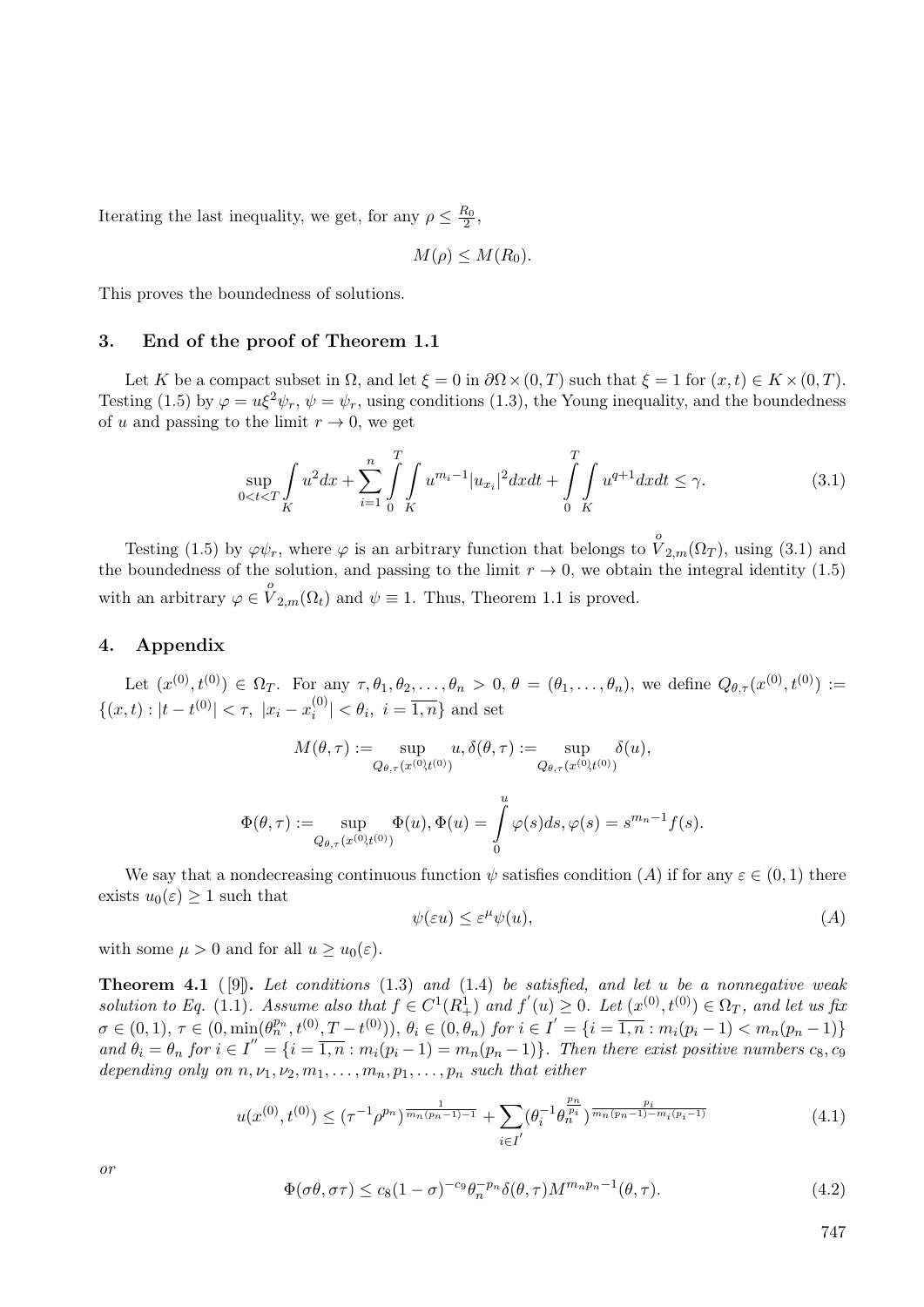Iterating the last inequality, we get, for any $\rho \le \frac{R_0}{2}$,

$$M(\rho) \le M(R_0).$$

This proves the boundedness of solutions.

## 3. End of the proof of Theorem 1.1

Let $K$ be a compact subset in $\Omega$, and let $\xi = 0$ in $\partial\Omega \times (0,T)$ such that $\xi = 1$ for $(x,t) \in K \times (0,T)$. Testing (1.5) by $\varphi = u\xi^2\psi_r$, $\psi = \psi_r$, using conditions (1.3), the Young inequality, and the boundedness of $u$ and passing to the limit $r \to 0$, we get

$$\sup_{0<t<T} \int\limits_K u^2 dx + \sum_{i=1}^n \int\limits_0^T \int\limits_K u^{m_i-1}|u_{x_i}|^2 dxdt + \int\limits_0^T \int\limits_K u^{q+1} dxdt \le \gamma. \tag{3.1}$$

Testing (1.5) by $\varphi\psi_r$, where $\varphi$ is an arbitrary function that belongs to $\overset{o}{V}_{2,m}(\Omega_T)$, using (3.1) and the boundedness of the solution, and passing to the limit $r \to 0$, we obtain the integral identity (1.5) with an arbitrary $\varphi \in \overset{o}{V}_{2,m}(\Omega_t)$ and $\psi \equiv 1$. Thus, Theorem 1.1 is proved.

## 4. Appendix

Let $(x^{(0)}, t^{(0)}) \in \Omega_T$. For any $\tau, \theta_1, \theta_2, \ldots, \theta_n > 0$, $\theta = (\theta_1, \ldots, \theta_n)$, we define $Q_{\theta,\tau}(x^{(0)}, t^{(0)}) := \{(x,t) : |t - t^{(0)}| < \tau,\ |x_i - x_i^{(0)}| < \theta_i,\ i = \overline{1,n}\}$ and set

$$M(\theta,\tau) := \sup_{Q_{\theta,\tau}(x^{(0)},t^{(0)})} u, \delta(\theta,\tau) := \sup_{Q_{\theta,\tau}(x^{(0)},t^{(0)})} \delta(u),$$

$$\Phi(\theta,\tau) := \sup_{Q_{\theta,\tau}(x^{(0)},t^{(0)})} \Phi(u), \Phi(u) = \int\limits_0^u \varphi(s)ds, \varphi(s) = s^{m_n-1}f(s).$$

We say that a nondecreasing continuous function $\psi$ satisfies condition $(A)$ if for any $\varepsilon \in (0,1)$ there exists $u_0(\varepsilon) \ge 1$ such that

$$\psi(\varepsilon u) \le \varepsilon^\mu \psi(u), \tag{A}$$

with some $\mu > 0$ and for all $u \ge u_0(\varepsilon)$.

**Theorem 4.1** ([9]). *Let conditions (1.3) and (1.4) be satisfied, and let $u$ be a nonnegative weak solution to Eq. (1.1). Assume also that $f \in C^1(R^1_+)$ and $f'(u) \ge 0$. Let $(x^{(0)}, t^{(0)}) \in \Omega_T$, and let us fix $\sigma \in (0,1)$, $\tau \in (0, \min(\theta_n^{p_n}, t^{(0)}, T - t^{(0)}))$, $\theta_i \in (0, \theta_n)$ for $i \in I' = \{i = \overline{1,n} : m_i(p_i - 1) < m_n(p_n - 1)\}$ and $\theta_i = \theta_n$ for $i \in I'' = \{i = \overline{1,n} : m_i(p_i - 1) = m_n(p_n - 1)\}$. Then there exist positive numbers $c_8, c_9$ depending only on $n, \nu_1, \nu_2, m_1, \ldots, m_n, p_1, \ldots, p_n$ such that either*

$$u(x^{(0)}, t^{(0)}) \le (\tau^{-1}\rho^{p_n})^{\frac{1}{m_n(p_n-1)-1}} + \sum_{i \in I'} (\theta_i^{-1}\theta_n^{\frac{p_n}{p_i}})^{\frac{p_i}{m_n(p_n-1)-m_i(p_i-1)}} \tag{4.1}$$

*or*

$$\Phi(\sigma\theta, \sigma\tau) \le c_8(1-\sigma)^{-c_9}\theta_n^{-p_n}\delta(\theta,\tau)M^{m_n p_n - 1}(\theta,\tau). \tag{4.2}$$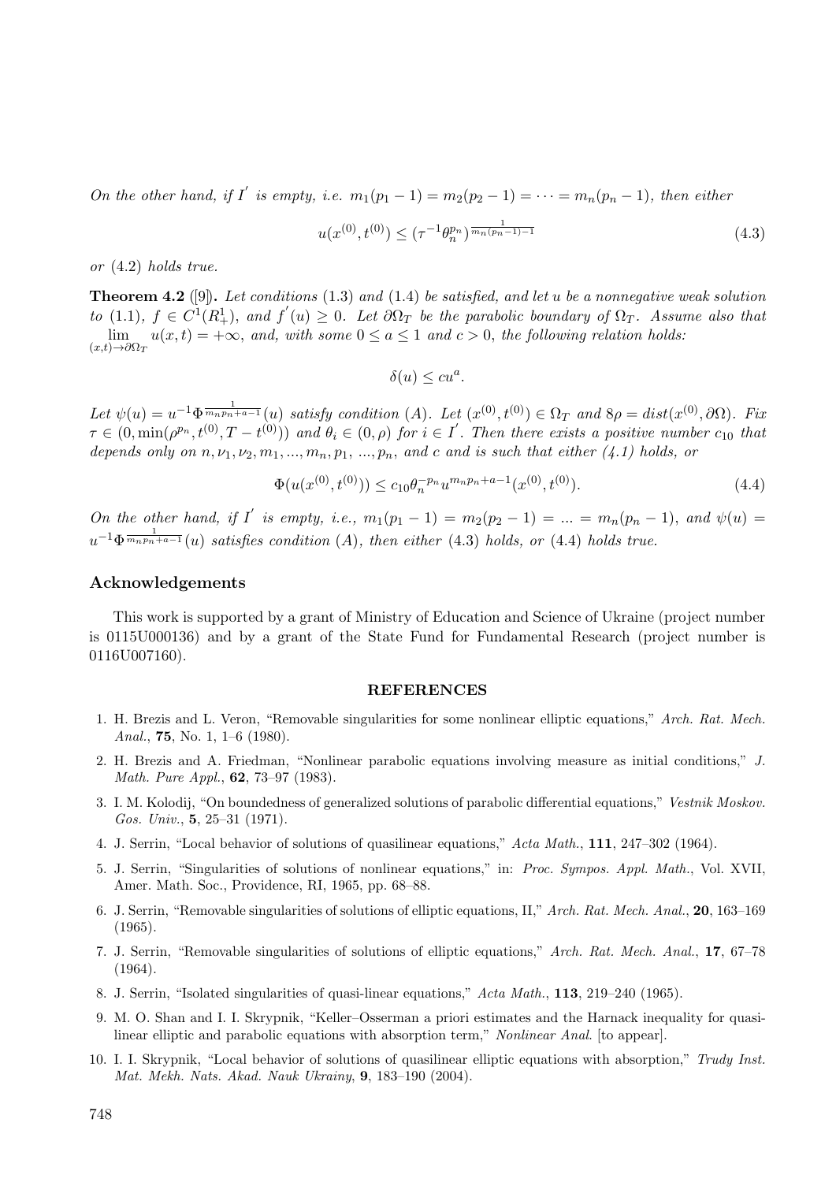*On the other hand, if $I'$ is empty, i.e.* $m_1(p_1-1) = m_2(p_2-1) = \cdots = m_n(p_n-1)$, *then either*

$$u(x^{(0)}, t^{(0)}) \leq (\tau^{-1}\theta_n^{p_n})^{\frac{1}{m_n(p_n-1)-1}} \tag{4.3}$$

*or* (4.2) *holds true.*

**Theorem 4.2** ([9]). *Let conditions* (1.3) *and* (1.4) *be satisfied, and let u be a nonnegative weak solution to* (1.1), $f \in C^1(R^1_+)$, *and* $f'(u) \geq 0$. *Let* $\partial\Omega_T$ *be the parabolic boundary of* $\Omega_T$. *Assume also that* $\lim\limits_{(x,t)\to\partial\Omega_T} u(x,t) = +\infty$, *and, with some* $0 \leq a \leq 1$ *and* $c > 0$, *the following relation holds:*

$$\delta(u) \leq cu^a.$$

*Let* $\psi(u) = u^{-1}\Phi^{\frac{1}{m_n p_n + a - 1}}(u)$ *satisfy condition (A). Let* $(x^{(0)}, t^{(0)}) \in \Omega_T$ *and* $8\rho = dist(x^{(0)}, \partial\Omega)$. *Fix* $\tau \in (0, \min(\rho^{p_n}, t^{(0)}, T - t^{(0)}))$ *and* $\theta_i \in (0, \rho)$ *for* $i \in I'$. *Then there exists a positive number* $c_{10}$ *that depends only on* $n, \nu_1, \nu_2, m_1, ..., m_n, p_1, ..., p_n$, *and c and is such that either (4.1) holds, or*

$$\Phi(u(x^{(0)}, t^{(0)})) \leq c_{10}\theta_n^{-p_n} u^{m_n p_n + a - 1}(x^{(0)}, t^{(0)}). \tag{4.4}$$

*On the other hand, if $I'$ is empty, i.e.,* $m_1(p_1-1) = m_2(p_2-1) = ... = m_n(p_n-1)$, *and* $\psi(u) = u^{-1}\Phi^{\frac{1}{m_n p_n + a - 1}}(u)$ *satisfies condition (A), then either* (4.3) *holds, or* (4.4) *holds true.*

## Acknowledgements

This work is supported by a grant of Ministry of Education and Science of Ukraine (project number is 0115U000136) and by a grant of the State Fund for Fundamental Research (project number is 0116U007160).

## REFERENCES

1. H. Brezis and L. Veron, "Removable singularities for some nonlinear elliptic equations," *Arch. Rat. Mech. Anal.*, **75**, No. 1, 1–6 (1980).
2. H. Brezis and A. Friedman, "Nonlinear parabolic equations involving measure as initial conditions," *J. Math. Pure Appl.*, **62**, 73–97 (1983).
3. I. M. Kolodij, "On boundedness of generalized solutions of parabolic differential equations," *Vestnik Moskov. Gos. Univ.*, **5**, 25–31 (1971).
4. J. Serrin, "Local behavior of solutions of quasilinear equations," *Acta Math.*, **111**, 247–302 (1964).
5. J. Serrin, "Singularities of solutions of nonlinear equations," in: *Proc. Sympos. Appl. Math.*, Vol. XVII, Amer. Math. Soc., Providence, RI, 1965, pp. 68–88.
6. J. Serrin, "Removable singularities of solutions of elliptic equations, II," *Arch. Rat. Mech. Anal.*, **20**, 163–169 (1965).
7. J. Serrin, "Removable singularities of solutions of elliptic equations," *Arch. Rat. Mech. Anal.*, **17**, 67–78 (1964).
8. J. Serrin, "Isolated singularities of quasi-linear equations," *Acta Math.*, **113**, 219–240 (1965).
9. M. O. Shan and I. I. Skrypnik, "Keller–Osserman a priori estimates and the Harnack inequality for quasilinear elliptic and parabolic equations with absorption term," *Nonlinear Anal.* [to appear].
10. I. I. Skrypnik, "Local behavior of solutions of quasilinear elliptic equations with absorption," *Trudy Inst. Mat. Mekh. Nats. Akad. Nauk Ukrainy*, **9**, 183–190 (2004).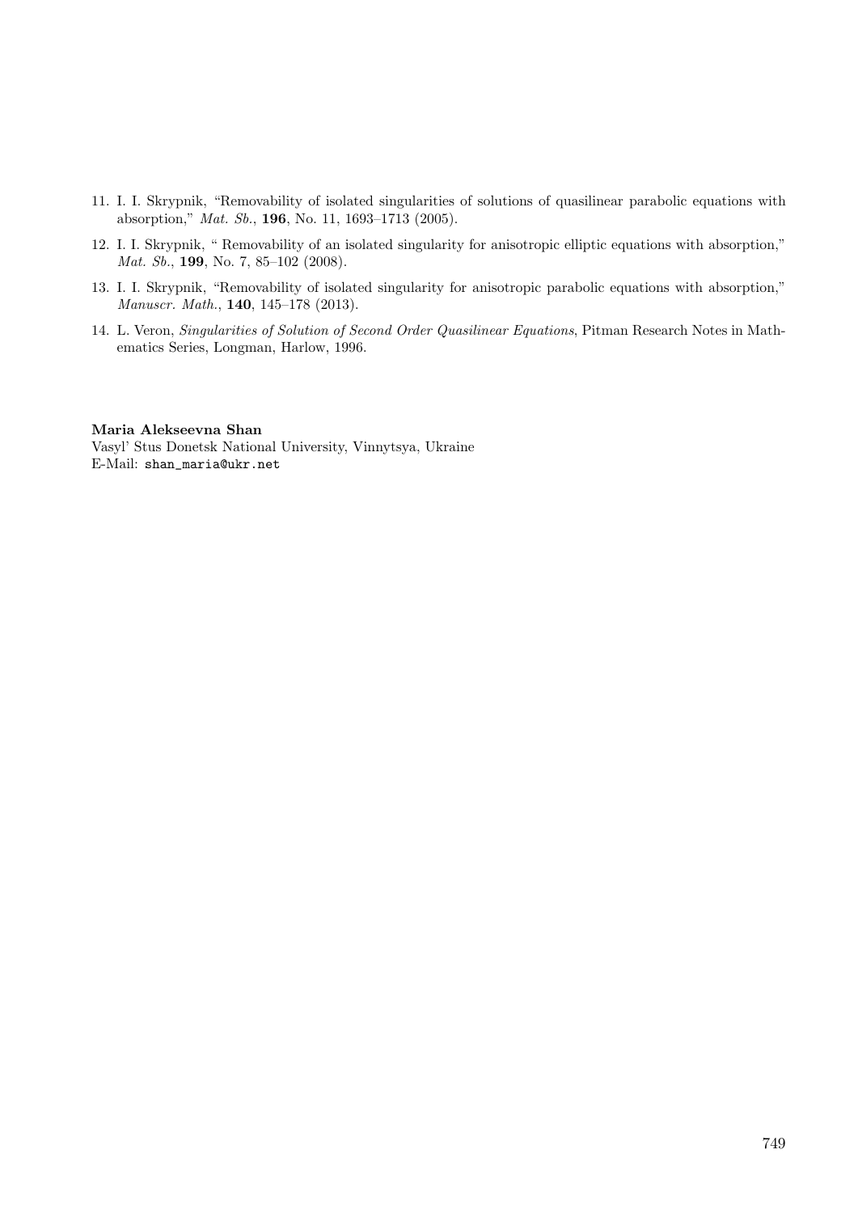11. I. I. Skrypnik, “Removability of isolated singularities of solutions of quasilinear parabolic equations with absorption,” *Mat. Sb.*, **196**, No. 11, 1693–1713 (2005).

12. I. I. Skrypnik, “ Removability of an isolated singularity for anisotropic elliptic equations with absorption,” *Mat. Sb.*, **199**, No. 7, 85–102 (2008).

13. I. I. Skrypnik, “Removability of isolated singularity for anisotropic parabolic equations with absorption,” *Manuscr. Math.*, **140**, 145–178 (2013).

14. L. Veron, *Singularities of Solution of Second Order Quasilinear Equations*, Pitman Research Notes in Mathematics Series, Longman, Harlow, 1996.

**Maria Alekseevna Shan**
Vasyl' Stus Donetsk National University, Vinnytsya, Ukraine
E-Mail: shan_maria@ukr.net